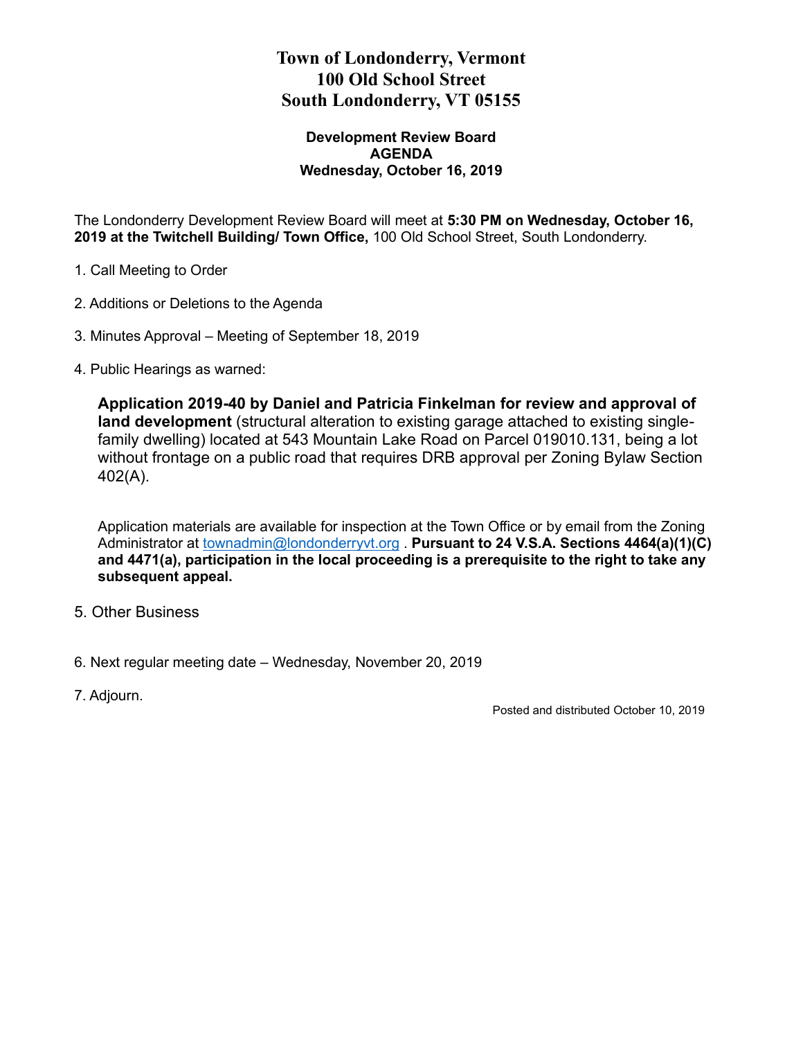# Town of Londonderry, Vermont
# 100 Old School Street
# South Londonderry, VT 05155

### Development Review Board
### AGENDA
### Wednesday, October 16, 2019

The Londonderry Development Review Board will meet at **5:30 PM on Wednesday, October 16, 2019 at the Twitchell Building/ Town Office,** 100 Old School Street, South Londonderry.

1. Call Meeting to Order

2. Additions or Deletions to the Agenda

3. Minutes Approval – Meeting of September 18, 2019

4. Public Hearings as warned:

   **Application 2019-40 by Daniel and Patricia Finkelman for review and approval of land development** (structural alteration to existing garage attached to existing single-family dwelling) located at 543 Mountain Lake Road on Parcel 019010.131, being a lot without frontage on a public road that requires DRB approval per Zoning Bylaw Section 402(A).

   Application materials are available for inspection at the Town Office or by email from the Zoning Administrator at townadmin@londonderryvt.org . **Pursuant to 24 V.S.A. Sections 4464(a)(1)(C) and 4471(a), participation in the local proceeding is a prerequisite to the right to take any subsequent appeal.**

5. Other Business

6. Next regular meeting date – Wednesday, November 20, 2019

7. Adjourn.

Posted and distributed October 10, 2019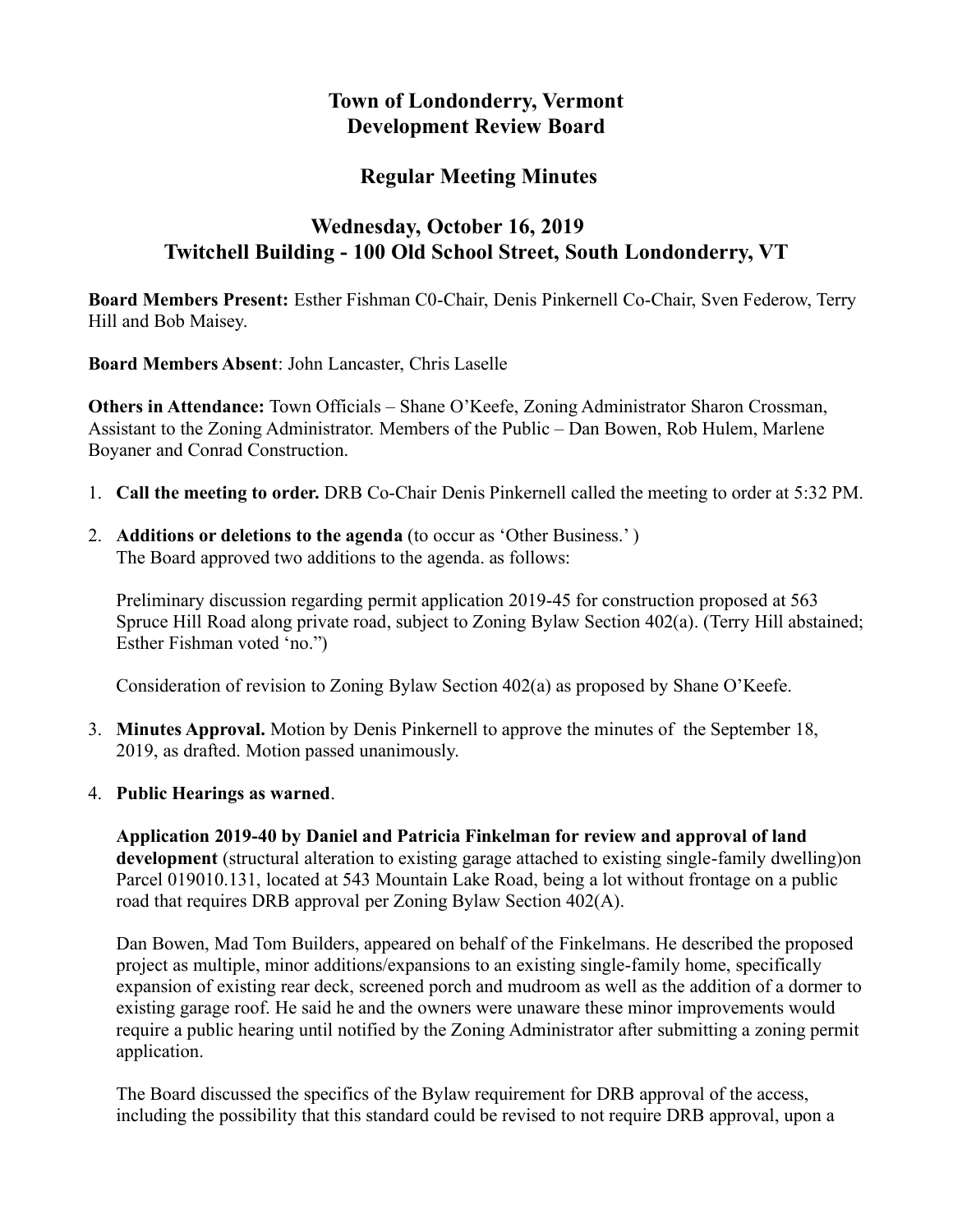# Town of Londonderry, Vermont
# Development Review Board

## Regular Meeting Minutes

### Wednesday, October 16, 2019
### Twitchell Building - 100 Old School Street, South Londonderry, VT

**Board Members Present:** Esther Fishman C0-Chair, Denis Pinkernell Co-Chair, Sven Federow, Terry Hill and Bob Maisey.

**Board Members Absent**: John Lancaster, Chris Laselle

**Others in Attendance:** Town Officials – Shane O'Keefe, Zoning Administrator Sharon Crossman, Assistant to the Zoning Administrator. Members of the Public – Dan Bowen, Rob Hulem, Marlene Boyaner and Conrad Construction.

1. **Call the meeting to order.** DRB Co-Chair Denis Pinkernell called the meeting to order at 5:32 PM.

2. **Additions or deletions to the agenda** (to occur as 'Other Business.' )
   The Board approved two additions to the agenda. as follows:

   Preliminary discussion regarding permit application 2019-45 for construction proposed at 563 Spruce Hill Road along private road, subject to Zoning Bylaw Section 402(a). (Terry Hill abstained; Esther Fishman voted 'no.")

   Consideration of revision to Zoning Bylaw Section 402(a) as proposed by Shane O'Keefe.

3. **Minutes Approval.** Motion by Denis Pinkernell to approve the minutes of the September 18, 2019, as drafted. Motion passed unanimously.

4. **Public Hearings as warned**.

   **Application 2019-40 by Daniel and Patricia Finkelman for review and approval of land development** (structural alteration to existing garage attached to existing single-family dwelling)on Parcel 019010.131, located at 543 Mountain Lake Road, being a lot without frontage on a public road that requires DRB approval per Zoning Bylaw Section 402(A).

   Dan Bowen, Mad Tom Builders, appeared on behalf of the Finkelmans. He described the proposed project as multiple, minor additions/expansions to an existing single-family home, specifically expansion of existing rear deck, screened porch and mudroom as well as the addition of a dormer to existing garage roof. He said he and the owners were unaware these minor improvements would require a public hearing until notified by the Zoning Administrator after submitting a zoning permit application.

   The Board discussed the specifics of the Bylaw requirement for DRB approval of the access, including the possibility that this standard could be revised to not require DRB approval, upon a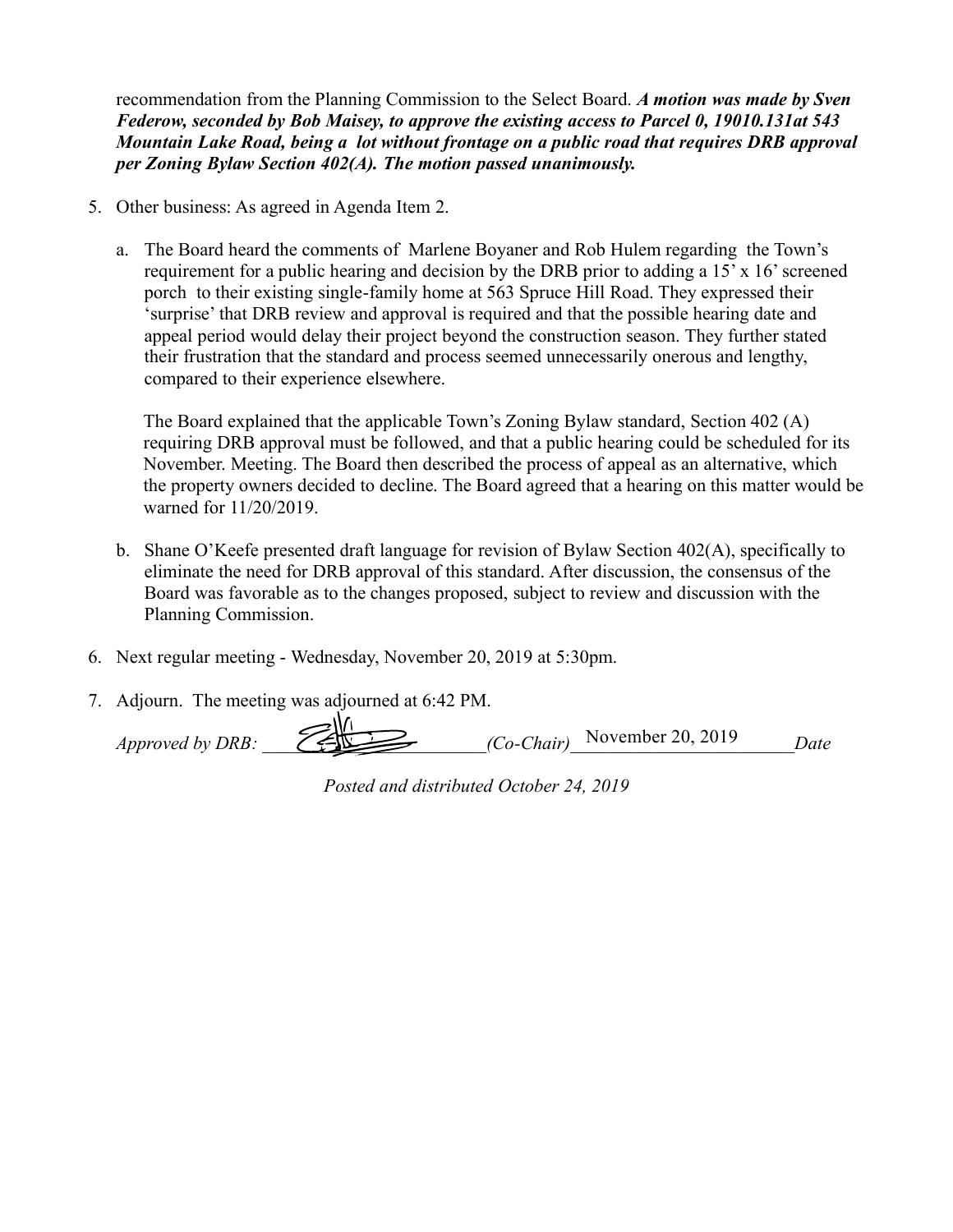recommendation from the Planning Commission to the Select Board. ***A motion was made by Sven Federow, seconded by Bob Maisey, to approve the existing access to Parcel 0, 19010.131at 543 Mountain Lake Road, being a lot without frontage on a public road that requires DRB approval per Zoning Bylaw Section 402(A). The motion passed unanimously.***

5. Other business: As agreed in Agenda Item 2.

   a. The Board heard the comments of Marlene Boyaner and Rob Hulem regarding the Town's requirement for a public hearing and decision by the DRB prior to adding a 15' x 16' screened porch to their existing single-family home at 563 Spruce Hill Road. They expressed their 'surprise' that DRB review and approval is required and that the possible hearing date and appeal period would delay their project beyond the construction season. They further stated their frustration that the standard and process seemed unnecessarily onerous and lengthy, compared to their experience elsewhere.

      The Board explained that the applicable Town's Zoning Bylaw standard, Section 402 (A) requiring DRB approval must be followed, and that a public hearing could be scheduled for its November. Meeting. The Board then described the process of appeal as an alternative, which the property owners decided to decline. The Board agreed that a hearing on this matter would be warned for 11/20/2019.

   b. Shane O'Keefe presented draft language for revision of Bylaw Section 402(A), specifically to eliminate the need for DRB approval of this standard. After discussion, the consensus of the Board was favorable as to the changes proposed, subject to review and discussion with the Planning Commission.

6. Next regular meeting - Wednesday, November 20, 2019 at 5:30pm.

7. Adjourn. The meeting was adjourned at 6:42 PM.

*Approved by DRB:* ______________________ *(Co-Chair)* November 20, 2019 *Date*

*Posted and distributed October 24, 2019*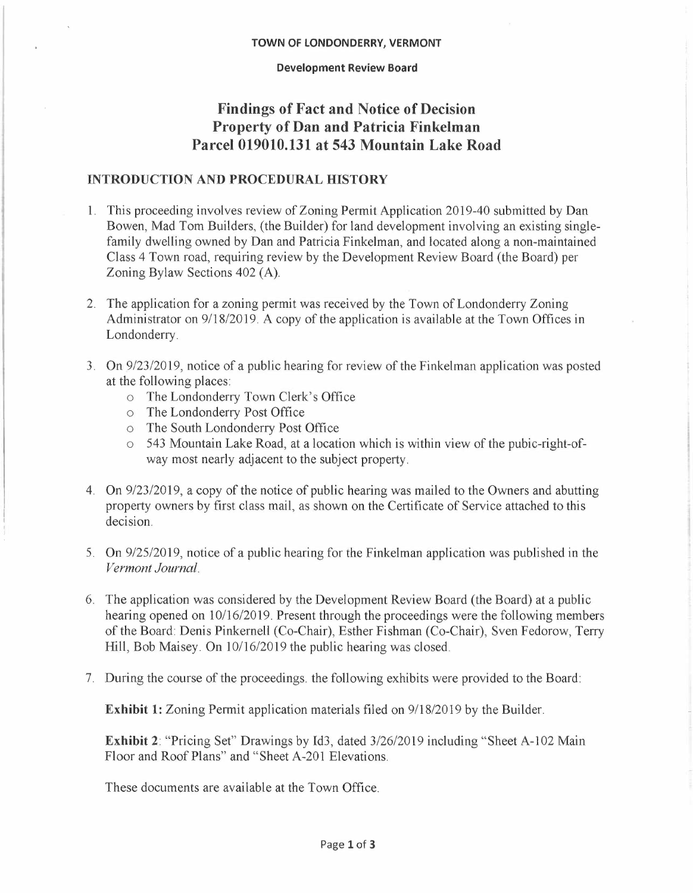TOWN OF LONDONDERRY, VERMONT

**Development Review Board**

# Findings of Fact and Notice of Decision
# Property of Dan and Patricia Finkelman
# Parcel 019010.131 at 543 Mountain Lake Road

## INTRODUCTION AND PROCEDURAL HISTORY

1. This proceeding involves review of Zoning Permit Application 2019-40 submitted by Dan Bowen, Mad Tom Builders, (the Builder) for land development involving an existing single-family dwelling owned by Dan and Patricia Finkelman, and located along a non-maintained Class 4 Town road, requiring review by the Development Review Board (the Board) per Zoning Bylaw Sections 402 (A).

2. The application for a zoning permit was received by the Town of Londonderry Zoning Administrator on 9/18/2019. A copy of the application is available at the Town Offices in Londonderry.

3. On 9/23/2019, notice of a public hearing for review of the Finkelman application was posted at the following places:
   - The Londonderry Town Clerk's Office
   - The Londonderry Post Office
   - The South Londonderry Post Office
   - 543 Mountain Lake Road, at a location which is within view of the pubic-right-of-way most nearly adjacent to the subject property.

4. On 9/23/2019, a copy of the notice of public hearing was mailed to the Owners and abutting property owners by first class mail, as shown on the Certificate of Service attached to this decision.

5. On 9/25/2019, notice of a public hearing for the Finkelman application was published in the *Vermont Journal*.

6. The application was considered by the Development Review Board (the Board) at a public hearing opened on 10/16/2019. Present through the proceedings were the following members of the Board: Denis Pinkernell (Co-Chair), Esther Fishman (Co-Chair), Sven Fedorow, Terry Hill, Bob Maisey. On 10/16/2019 the public hearing was closed.

7. During the course of the proceedings. the following exhibits were provided to the Board:

   **Exhibit 1:** Zoning Permit application materials filed on 9/18/2019 by the Builder.

   **Exhibit 2**: "Pricing Set" Drawings by Id3, dated 3/26/2019 including "Sheet A-102 Main Floor and Roof Plans" and "Sheet A-201 Elevations.

   These documents are available at the Town Office.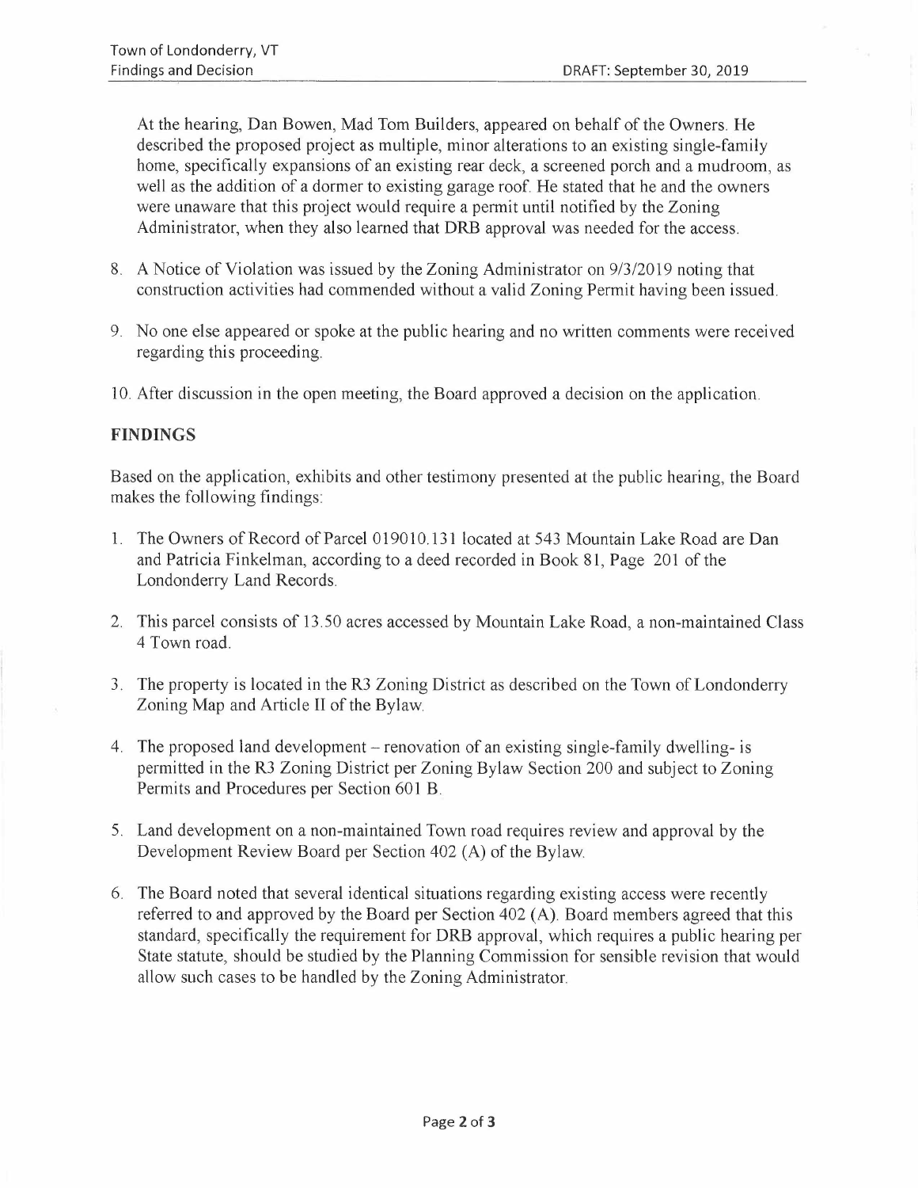At the hearing, Dan Bowen, Mad Tom Builders, appeared on behalf of the Owners. He described the proposed project as multiple, minor alterations to an existing single-family home, specifically expansions of an existing rear deck, a screened porch and a mudroom, as well as the addition of a dormer to existing garage roof. He stated that he and the owners were unaware that this project would require a permit until notified by the Zoning Administrator, when they also learned that DRB approval was needed for the access.

8. A Notice of Violation was issued by the Zoning Administrator on 9/3/2019 noting that construction activities had commended without a valid Zoning Permit having been issued.

9. No one else appeared or spoke at the public hearing and no written comments were received regarding this proceeding.

10. After discussion in the open meeting, the Board approved a decision on the application.

## FINDINGS

Based on the application, exhibits and other testimony presented at the public hearing, the Board makes the following findings:

1. The Owners of Record of Parcel 019010.131 located at 543 Mountain Lake Road are Dan and Patricia Finkelman, according to a deed recorded in Book 81, Page 201 of the Londonderry Land Records.

2. This parcel consists of 13.50 acres accessed by Mountain Lake Road, a non-maintained Class 4 Town road.

3. The property is located in the R3 Zoning District as described on the Town of Londonderry Zoning Map and Article II of the Bylaw.

4. The proposed land development – renovation of an existing single-family dwelling- is permitted in the R3 Zoning District per Zoning Bylaw Section 200 and subject to Zoning Permits and Procedures per Section 601 B.

5. Land development on a non-maintained Town road requires review and approval by the Development Review Board per Section 402 (A) of the Bylaw.

6. The Board noted that several identical situations regarding existing access were recently referred to and approved by the Board per Section 402 (A). Board members agreed that this standard, specifically the requirement for DRB approval, which requires a public hearing per State statute, should be studied by the Planning Commission for sensible revision that would allow such cases to be handled by the Zoning Administrator.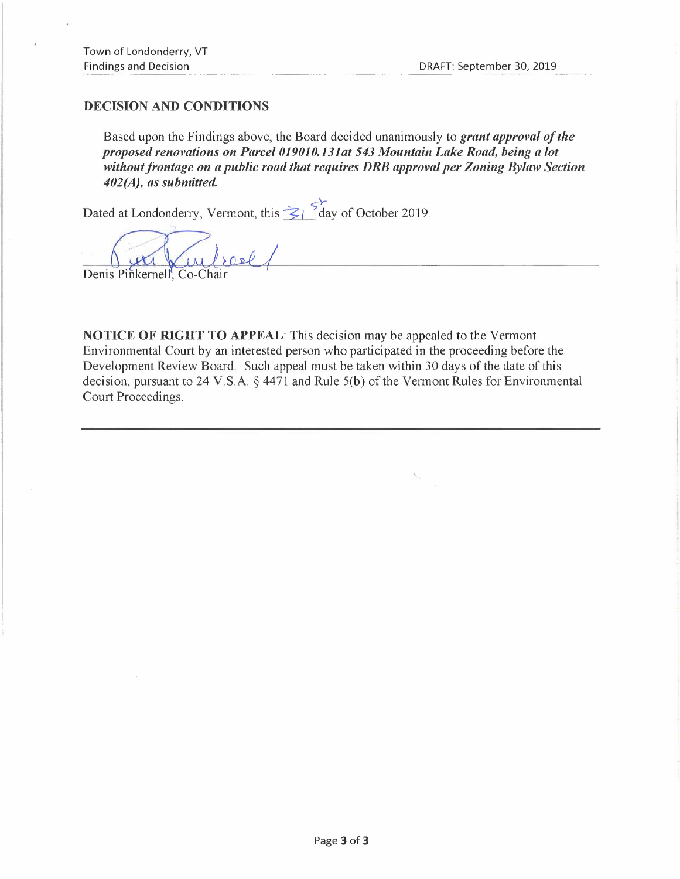## DECISION AND CONDITIONS

Based upon the Findings above, the Board decided unanimously to ***grant approval of the proposed renovations on Parcel 019010.131at 543 Mountain Lake Road, being a lot without frontage on a public road that requires DRB approval per Zoning Bylaw Section 402(A), as submitted.***

Dated at Londonderry, Vermont, this 31st day of October 2019.

Denis Pinkernell, Co-Chair

**NOTICE OF RIGHT TO APPEAL**: This decision may be appealed to the Vermont Environmental Court by an interested person who participated in the proceeding before the Development Review Board. Such appeal must be taken within 30 days of the date of this decision, pursuant to 24 V.S.A. § 4471 and Rule 5(b) of the Vermont Rules for Environmental Court Proceedings.